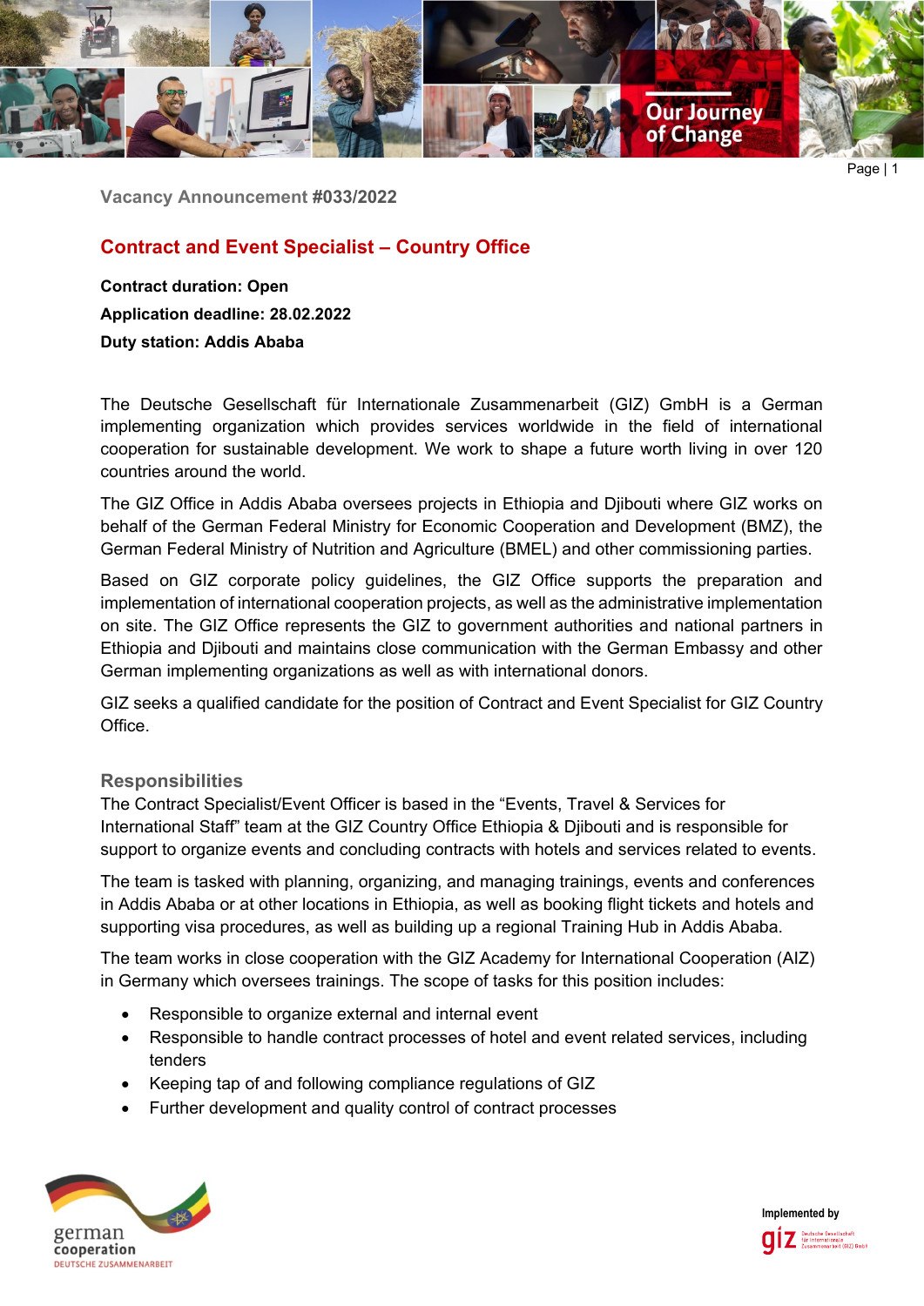Vacancy Announcement #033/2022

## Contract and Event Specialist – Country Office

**Contract duration: Open**

**Application deadline: 28.02.2022**

**Duty station: Addis Ababa**

The Deutsche Gesellschaft für Internationale Zusammenarbeit (GIZ) GmbH is a German implementing organization which provides services worldwide in the field of international cooperation for sustainable development. We work to shape a future worth living in over 120 countries around the world.

The GIZ Office in Addis Ababa oversees projects in Ethiopia and Djibouti where GIZ works on behalf of the German Federal Ministry for Economic Cooperation and Development (BMZ), the German Federal Ministry of Nutrition and Agriculture (BMEL) and other commissioning parties.

Based on GIZ corporate policy guidelines, the GIZ Office supports the preparation and implementation of international cooperation projects, as well as the administrative implementation on site. The GIZ Office represents the GIZ to government authorities and national partners in Ethiopia and Djibouti and maintains close communication with the German Embassy and other German implementing organizations as well as with international donors.

GIZ seeks a qualified candidate for the position of Contract and Event Specialist for GIZ Country Office.

### Responsibilities

The Contract Specialist/Event Officer is based in the "Events, Travel & Services for International Staff" team at the GIZ Country Office Ethiopia & Djibouti and is responsible for support to organize events and concluding contracts with hotels and services related to events.

The team is tasked with planning, organizing, and managing trainings, events and conferences in Addis Ababa or at other locations in Ethiopia, as well as booking flight tickets and hotels and supporting visa procedures, as well as building up a regional Training Hub in Addis Ababa.

The team works in close cooperation with the GIZ Academy for International Cooperation (AIZ) in Germany which oversees trainings. The scope of tasks for this position includes:

- Responsible to organize external and internal event
- Responsible to handle contract processes of hotel and event related services, including tenders
- Keeping tap of and following compliance regulations of GIZ
- Further development and quality control of contract processes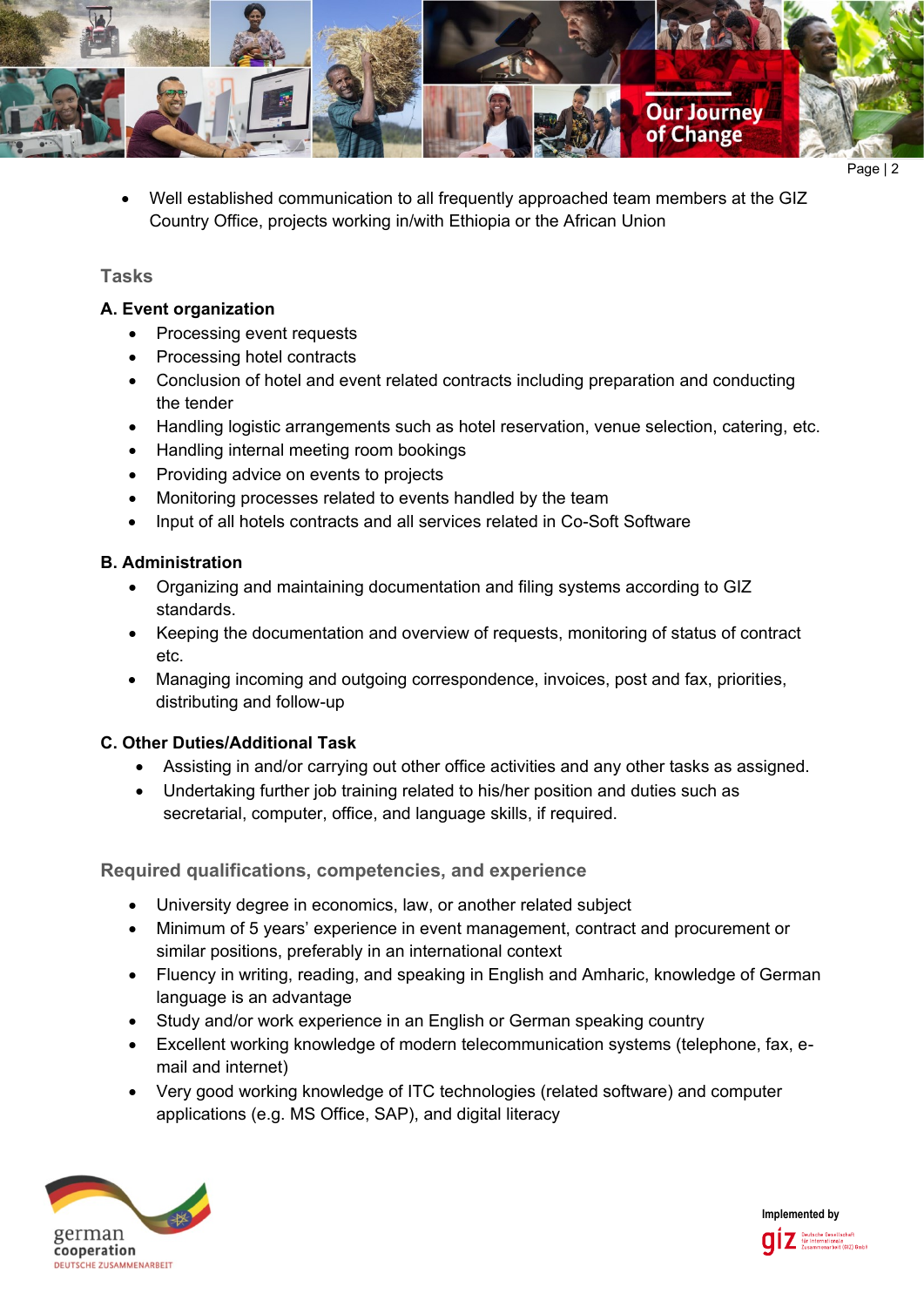- Well established communication to all frequently approached team members at the GIZ Country Office, projects working in/with Ethiopia or the African Union

## Tasks

### A. Event organization

- Processing event requests
- Processing hotel contracts
- Conclusion of hotel and event related contracts including preparation and conducting the tender
- Handling logistic arrangements such as hotel reservation, venue selection, catering, etc.
- Handling internal meeting room bookings
- Providing advice on events to projects
- Monitoring processes related to events handled by the team
- Input of all hotels contracts and all services related in Co-Soft Software

### B. Administration

- Organizing and maintaining documentation and filing systems according to GIZ standards.
- Keeping the documentation and overview of requests, monitoring of status of contract etc.
- Managing incoming and outgoing correspondence, invoices, post and fax, priorities, distributing and follow-up

### C. Other Duties/Additional Task

- Assisting in and/or carrying out other office activities and any other tasks as assigned.
- Undertaking further job training related to his/her position and duties such as secretarial, computer, office, and language skills, if required.

## Required qualifications, competencies, and experience

- University degree in economics, law, or another related subject
- Minimum of 5 years' experience in event management, contract and procurement or similar positions, preferably in an international context
- Fluency in writing, reading, and speaking in English and Amharic, knowledge of German language is an advantage
- Study and/or work experience in an English or German speaking country
- Excellent working knowledge of modern telecommunication systems (telephone, fax, e-mail and internet)
- Very good working knowledge of ITC technologies (related software) and computer applications (e.g. MS Office, SAP), and digital literacy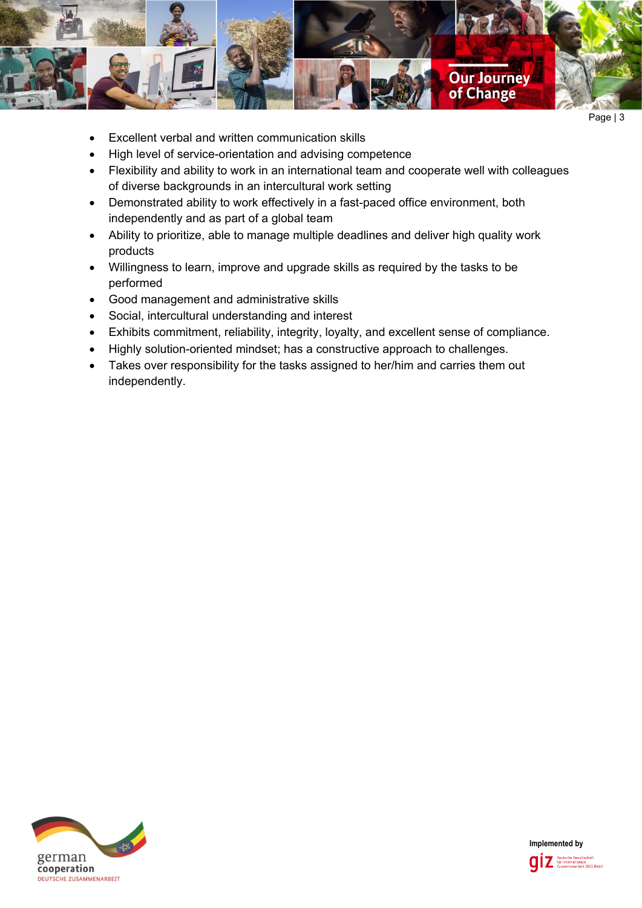- Excellent verbal and written communication skills
- High level of service-orientation and advising competence
- Flexibility and ability to work in an international team and cooperate well with colleagues of diverse backgrounds in an intercultural work setting
- Demonstrated ability to work effectively in a fast-paced office environment, both independently and as part of a global team
- Ability to prioritize, able to manage multiple deadlines and deliver high quality work products
- Willingness to learn, improve and upgrade skills as required by the tasks to be performed
- Good management and administrative skills
- Social, intercultural understanding and interest
- Exhibits commitment, reliability, integrity, loyalty, and excellent sense of compliance.
- Highly solution-oriented mindset; has a constructive approach to challenges.
- Takes over responsibility for the tasks assigned to her/him and carries them out independently.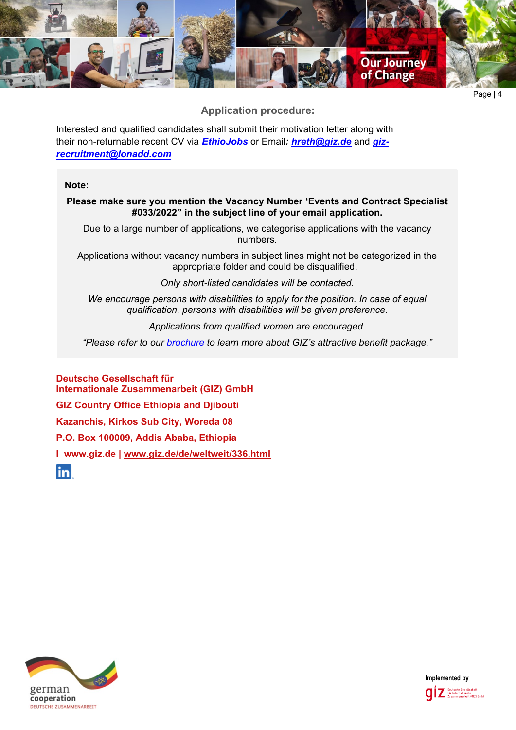## Application procedure:

Interested and qualified candidates shall submit their motivation letter along with their non-returnable recent CV via ***EthioJobs*** or Email***:*** ***hreth@giz.de*** and ***giz-recruitment@lonadd.com***

**Note:**

**Please make sure you mention the Vacancy Number 'Events and Contract Specialist #033/2022" in the subject line of your email application.**

Due to a large number of applications, we categorise applications with the vacancy numbers.

Applications without vacancy numbers in subject lines might not be categorized in the appropriate folder and could be disqualified.

*Only short-listed candidates will be contacted.*

*We encourage persons with disabilities to apply for the position. In case of equal qualification, persons with disabilities will be given preference.*

*Applications from qualified women are encouraged.*

*"Please refer to our brochure to learn more about GIZ's attractive benefit package."*

**Deutsche Gesellschaft für**
**Internationale Zusammenarbeit (GIZ) GmbH**

**GIZ Country Office Ethiopia and Djibouti**

**Kazanchis, Kirkos Sub City, Woreda 08**

**P.O. Box 100009, Addis Ababa, Ethiopia**

**I www.giz.de | www.giz.de/de/weltweit/336.html**

german cooperation
DEUTSCHE ZUSAMMENARBEIT

Implemented by
giz Deutsche Gesellschaft für Internationale Zusammenarbeit (GIZ) GmbH